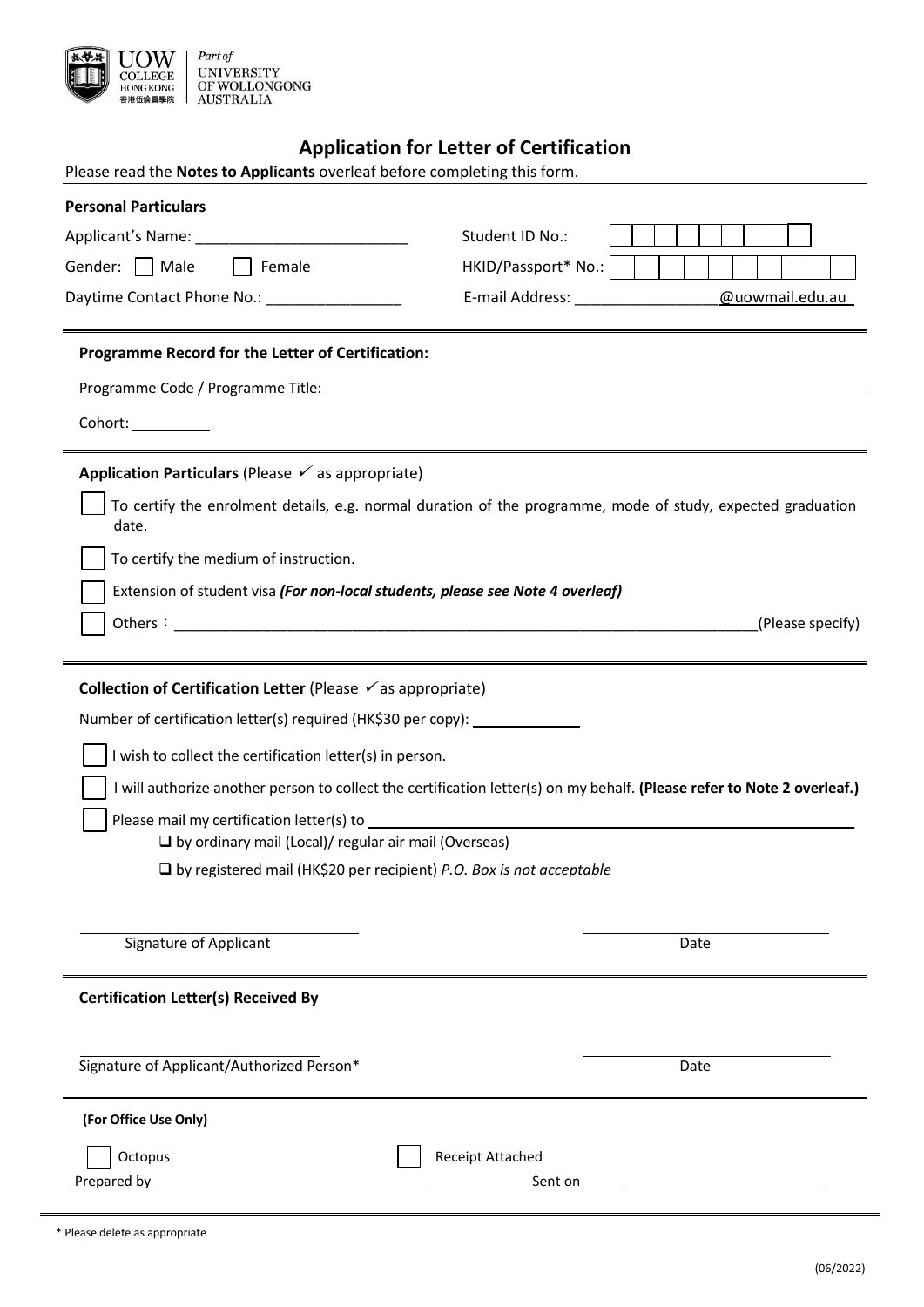UOW COLLEGE HONG KONG 香港伍倫貢學院 | Part of UNIVERSITY OF WOLLONGONG AUSTRALIA

# Application for Letter of Certification

Please read the **Notes to Applicants** overleaf before completing this form.

**Personal Particulars**

Applicant's Name: ________________________ Student ID No.: ☐☐☐☐☐☐☐☐☐

Gender: ☐ Male ☐ Female HKID/Passport* No.: ☐☐☐☐☐☐☐☐☐☐

Daytime Contact Phone No.: ________________ E-mail Address: ________________@uowmail.edu.au

**Programme Record for the Letter of Certification:**

Programme Code / Programme Title: ______________________________

Cohort: __________

**Application Particulars** (Please ✓ as appropriate)

☐ To certify the enrolment details, e.g. normal duration of the programme, mode of study, expected graduation date.

☐ To certify the medium of instruction.

☐ Extension of student visa ***(For non-local students, please see Note 4 overleaf)***

☐ Others：______________________________(Please specify)

**Collection of Certification Letter** (Please ✓as appropriate)

Number of certification letter(s) required (HK$30 per copy): ____________

☐ I wish to collect the certification letter(s) in person.

☐ I will authorize another person to collect the certification letter(s) on my behalf. **(Please refer to Note 2 overleaf.)**

☐ Please mail my certification letter(s) to ______________________________

- ❑ by ordinary mail (Local)/ regular air mail (Overseas)
- ❑ by registered mail (HK$20 per recipient) *P.O. Box is not acceptable*

Signature of Applicant ____________________ Date ____________________

**Certification Letter(s) Received By**

Signature of Applicant/Authorized Person* ____________________ Date ____________________

**(For Office Use Only)**

☐ Octopus ☐ Receipt Attached

Prepared by ____________________ Sent on ____________________

\* Please delete as appropriate

(06/2022)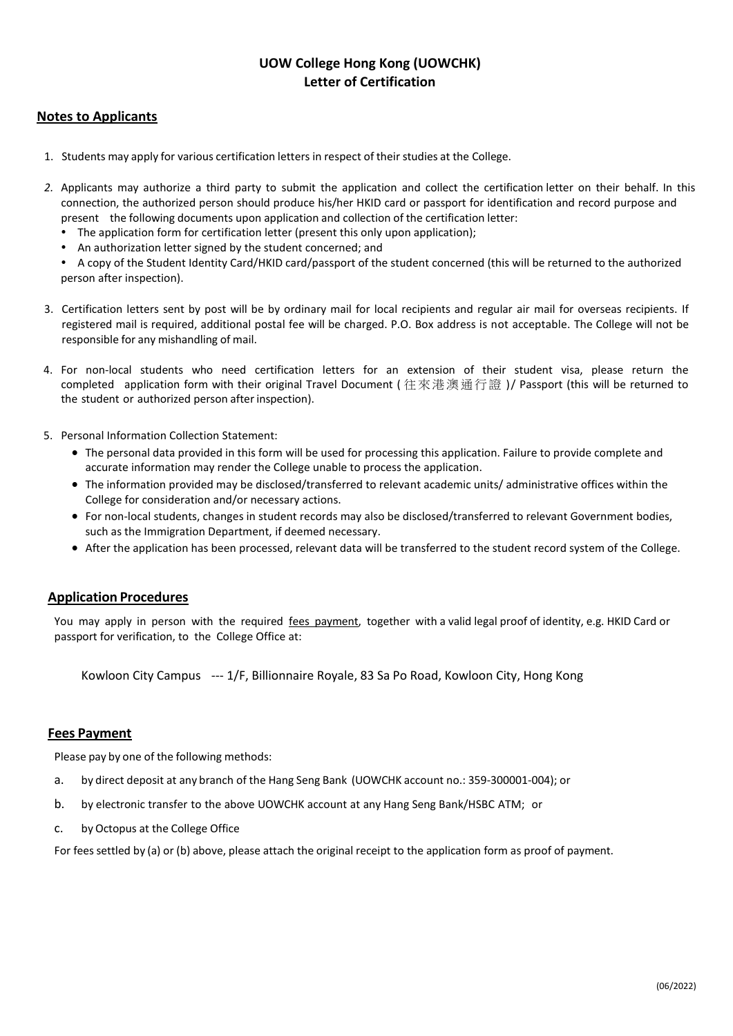# UOW College Hong Kong (UOWCHK)
# Letter of Certification

## Notes to Applicants

1. Students may apply for various certification letters in respect of their studies at the College.

2. Applicants may authorize a third party to submit the application and collect the certification letter on their behalf. In this connection, the authorized person should produce his/her HKID card or passport for identification and record purpose and present the following documents upon application and collection of the certification letter:
   - The application form for certification letter (present this only upon application);
   - An authorization letter signed by the student concerned; and
   - A copy of the Student Identity Card/HKID card/passport of the student concerned (this will be returned to the authorized person after inspection).

3. Certification letters sent by post will be by ordinary mail for local recipients and regular air mail for overseas recipients. If registered mail is required, additional postal fee will be charged. P.O. Box address is not acceptable. The College will not be responsible for any mishandling of mail.

4. For non-local students who need certification letters for an extension of their student visa, please return the completed application form with their original Travel Document ( 往來港澳通行證 )/ Passport (this will be returned to the student or authorized person after inspection).

5. Personal Information Collection Statement:
   - The personal data provided in this form will be used for processing this application. Failure to provide complete and accurate information may render the College unable to process the application.
   - The information provided may be disclosed/transferred to relevant academic units/ administrative offices within the College for consideration and/or necessary actions.
   - For non-local students, changes in student records may also be disclosed/transferred to relevant Government bodies, such as the Immigration Department, if deemed necessary.
   - After the application has been processed, relevant data will be transferred to the student record system of the College.

## Application Procedures

You may apply in person with the required fees payment, together with a valid legal proof of identity, e.g. HKID Card or passport for verification, to the College Office at:

Kowloon City Campus --- 1/F, Billionnaire Royale, 83 Sa Po Road, Kowloon City, Hong Kong

## Fees Payment

Please pay by one of the following methods:

a. by direct deposit at any branch of the Hang Seng Bank (UOWCHK account no.: 359-300001-004); or

b. by electronic transfer to the above UOWCHK account at any Hang Seng Bank/HSBC ATM; or

c. by Octopus at the College Office

For fees settled by (a) or (b) above, please attach the original receipt to the application form as proof of payment.

(06/2022)